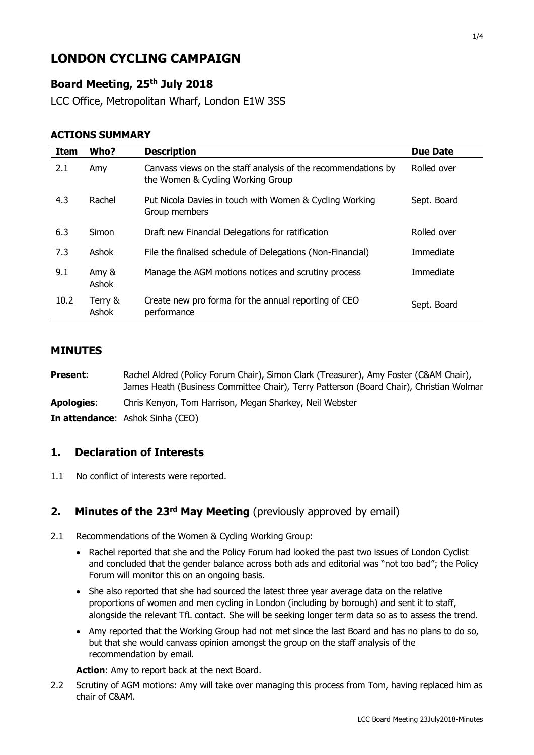# LONDON CYCLING CAMPAIGN

## Board Meeting, 25th July 2018

LCC Office, Metropolitan Wharf, London E1W 3SS

### ACTIONS SUMMARY

| Item | Who? | Description | Due Date |
|---|---|---|---|
| 2.1 | Amy | Canvass views on the staff analysis of the recommendations by the Women & Cycling Working Group | Rolled over |
| 4.3 | Rachel | Put Nicola Davies in touch with Women & Cycling Working Group members | Sept. Board |
| 6.3 | Simon | Draft new Financial Delegations for ratification | Rolled over |
| 7.3 | Ashok | File the finalised schedule of Delegations (Non-Financial) | Immediate |
| 9.1 | Amy & Ashok | Manage the AGM motions notices and scrutiny process | Immediate |
| 10.2 | Terry & Ashok | Create new pro forma for the annual reporting of CEO performance | Sept. Board |

## MINUTES

**Present**: Rachel Aldred (Policy Forum Chair), Simon Clark (Treasurer), Amy Foster (C&AM Chair), James Heath (Business Committee Chair), Terry Patterson (Board Chair), Christian Wolmar

**Apologies**: Chris Kenyon, Tom Harrison, Megan Sharkey, Neil Webster

**In attendance**: Ashok Sinha (CEO)

## 1. Declaration of Interests

1.1 No conflict of interests were reported.

## 2. Minutes of the 23rd May Meeting (previously approved by email)

2.1 Recommendations of the Women & Cycling Working Group:

- Rachel reported that she and the Policy Forum had looked the past two issues of London Cyclist and concluded that the gender balance across both ads and editorial was "not too bad"; the Policy Forum will monitor this on an ongoing basis.
- She also reported that she had sourced the latest three year average data on the relative proportions of women and men cycling in London (including by borough) and sent it to staff, alongside the relevant TfL contact. She will be seeking longer term data so as to assess the trend.
- Amy reported that the Working Group had not met since the last Board and has no plans to do so, but that she would canvass opinion amongst the group on the staff analysis of the recommendation by email.

**Action**: Amy to report back at the next Board.

2.2 Scrutiny of AGM motions: Amy will take over managing this process from Tom, having replaced him as chair of C&AM.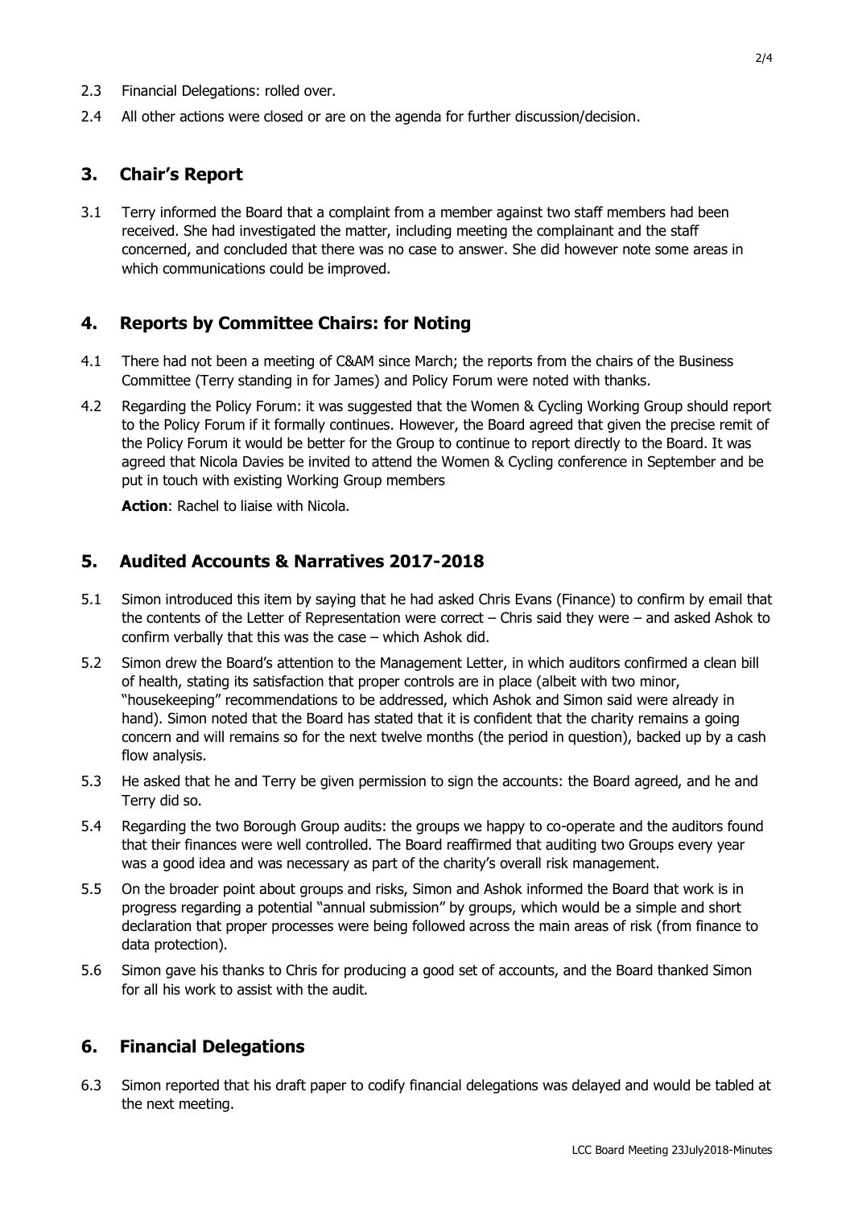2.3 Financial Delegations: rolled over.

2.4 All other actions were closed or are on the agenda for further discussion/decision.

## 3. Chair's Report

3.1 Terry informed the Board that a complaint from a member against two staff members had been received. She had investigated the matter, including meeting the complainant and the staff concerned, and concluded that there was no case to answer. She did however note some areas in which communications could be improved.

## 4. Reports by Committee Chairs: for Noting

4.1 There had not been a meeting of C&AM since March; the reports from the chairs of the Business Committee (Terry standing in for James) and Policy Forum were noted with thanks.

4.2 Regarding the Policy Forum: it was suggested that the Women & Cycling Working Group should report to the Policy Forum if it formally continues. However, the Board agreed that given the precise remit of the Policy Forum it would be better for the Group to continue to report directly to the Board. It was agreed that Nicola Davies be invited to attend the Women & Cycling conference in September and be put in touch with existing Working Group members

**Action**: Rachel to liaise with Nicola.

## 5. Audited Accounts & Narratives 2017-2018

5.1 Simon introduced this item by saying that he had asked Chris Evans (Finance) to confirm by email that the contents of the Letter of Representation were correct – Chris said they were – and asked Ashok to confirm verbally that this was the case – which Ashok did.

5.2 Simon drew the Board's attention to the Management Letter, in which auditors confirmed a clean bill of health, stating its satisfaction that proper controls are in place (albeit with two minor, "housekeeping" recommendations to be addressed, which Ashok and Simon said were already in hand). Simon noted that the Board has stated that it is confident that the charity remains a going concern and will remains so for the next twelve months (the period in question), backed up by a cash flow analysis.

5.3 He asked that he and Terry be given permission to sign the accounts: the Board agreed, and he and Terry did so.

5.4 Regarding the two Borough Group audits: the groups we happy to co-operate and the auditors found that their finances were well controlled. The Board reaffirmed that auditing two Groups every year was a good idea and was necessary as part of the charity's overall risk management.

5.5 On the broader point about groups and risks, Simon and Ashok informed the Board that work is in progress regarding a potential "annual submission" by groups, which would be a simple and short declaration that proper processes were being followed across the main areas of risk (from finance to data protection).

5.6 Simon gave his thanks to Chris for producing a good set of accounts, and the Board thanked Simon for all his work to assist with the audit.

## 6. Financial Delegations

6.3 Simon reported that his draft paper to codify financial delegations was delayed and would be tabled at the next meeting.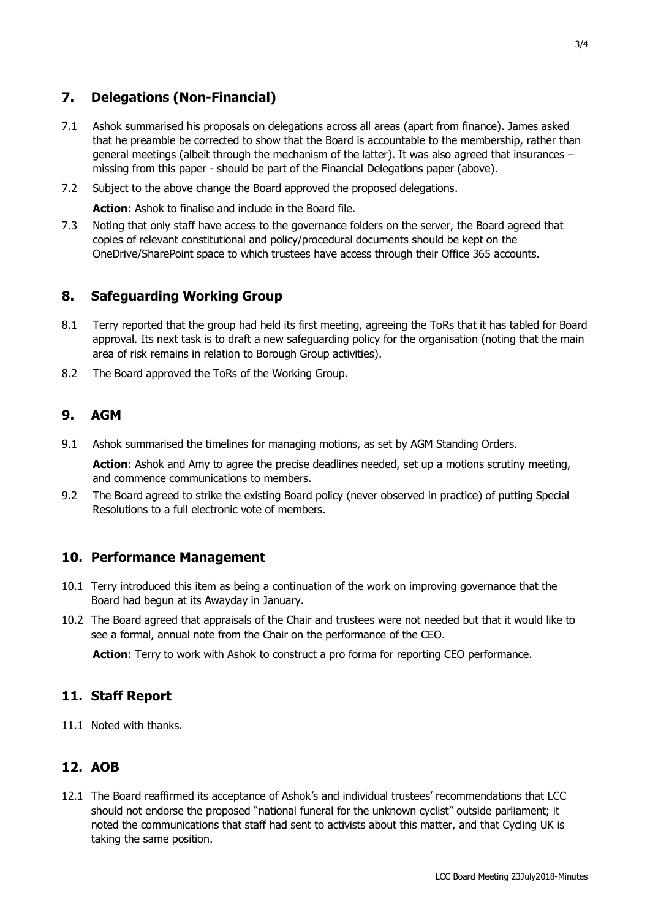## 7. Delegations (Non-Financial)

7.1 Ashok summarised his proposals on delegations across all areas (apart from finance). James asked that he preamble be corrected to show that the Board is accountable to the membership, rather than general meetings (albeit through the mechanism of the latter). It was also agreed that insurances – missing from this paper - should be part of the Financial Delegations paper (above).

7.2 Subject to the above change the Board approved the proposed delegations.

**Action**: Ashok to finalise and include in the Board file.

7.3 Noting that only staff have access to the governance folders on the server, the Board agreed that copies of relevant constitutional and policy/procedural documents should be kept on the OneDrive/SharePoint space to which trustees have access through their Office 365 accounts.

## 8. Safeguarding Working Group

8.1 Terry reported that the group had held its first meeting, agreeing the ToRs that it has tabled for Board approval. Its next task is to draft a new safeguarding policy for the organisation (noting that the main area of risk remains in relation to Borough Group activities).

8.2 The Board approved the ToRs of the Working Group.

## 9. AGM

9.1 Ashok summarised the timelines for managing motions, as set by AGM Standing Orders.

**Action**: Ashok and Amy to agree the precise deadlines needed, set up a motions scrutiny meeting, and commence communications to members.

9.2 The Board agreed to strike the existing Board policy (never observed in practice) of putting Special Resolutions to a full electronic vote of members.

## 10. Performance Management

10.1 Terry introduced this item as being a continuation of the work on improving governance that the Board had begun at its Awayday in January.

10.2 The Board agreed that appraisals of the Chair and trustees were not needed but that it would like to see a formal, annual note from the Chair on the performance of the CEO.

**Action**: Terry to work with Ashok to construct a pro forma for reporting CEO performance.

## 11. Staff Report

11.1 Noted with thanks.

## 12. AOB

12.1 The Board reaffirmed its acceptance of Ashok's and individual trustees' recommendations that LCC should not endorse the proposed "national funeral for the unknown cyclist" outside parliament; it noted the communications that staff had sent to activists about this matter, and that Cycling UK is taking the same position.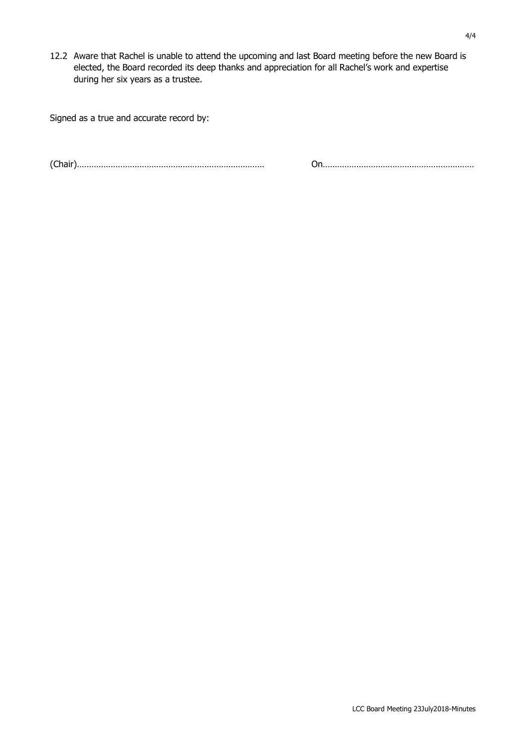12.2 Aware that Rachel is unable to attend the upcoming and last Board meeting before the new Board is elected, the Board recorded its deep thanks and appreciation for all Rachel's work and expertise during her six years as a trustee.

Signed as a true and accurate record by:

(Chair)…………………………………………………………………… On………………………………………………………